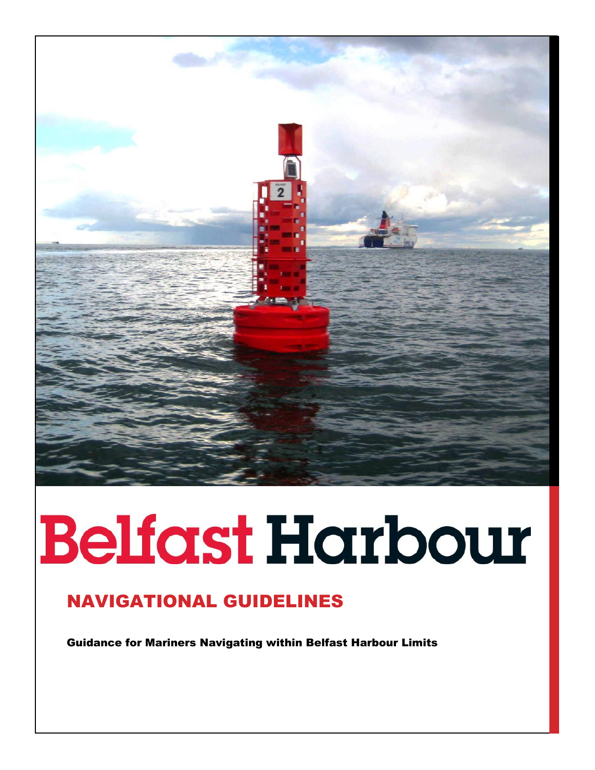# Belfast Harbour

## NAVIGATIONAL GUIDELINES

**Guidance for Mariners Navigating within Belfast Harbour Limits**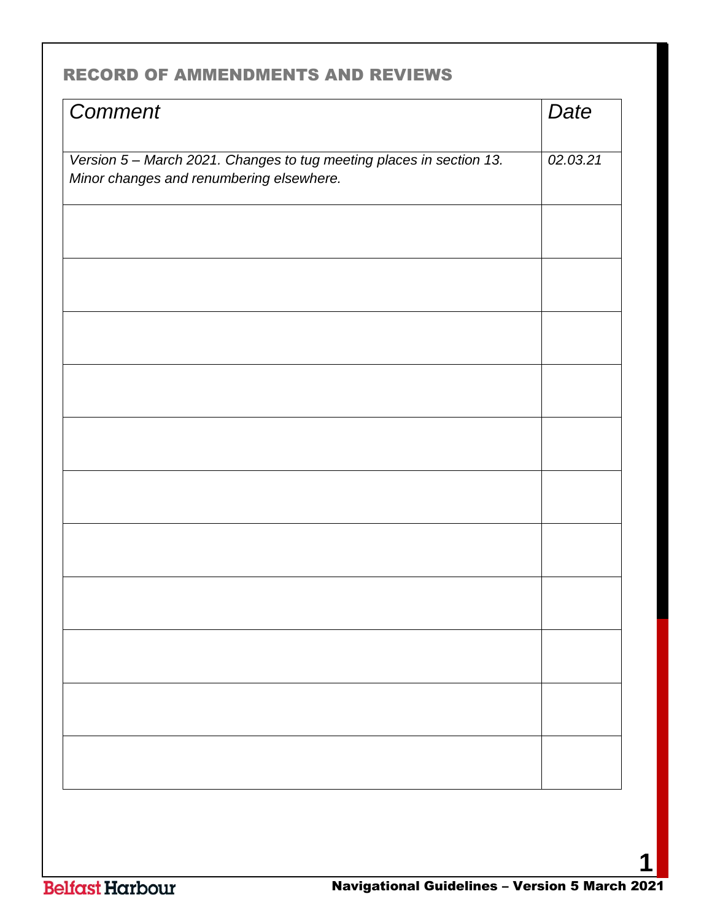## RECORD OF AMMENDMENTS AND REVIEWS

| *Comment* | *Date* |
|---|---|
| *Version 5 – March 2021. Changes to tug meeting places in section 13. Minor changes and renumbering elsewhere.* | *02.03.21* |
| | |
| | |
| | |
| | |
| | |
| | |
| | |
| | |
| | |
| | |
| | |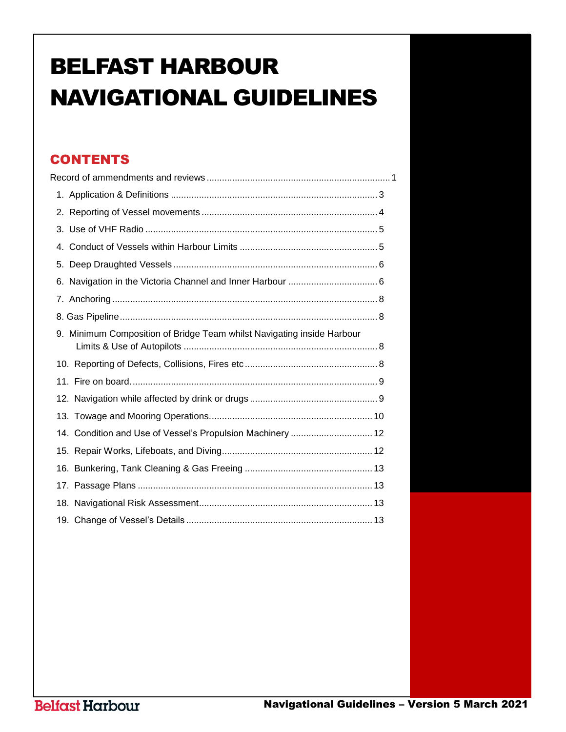# BELFAST HARBOUR NAVIGATIONAL GUIDELINES

## CONTENTS

Record of ammendments and reviews ........ 1

1. Application & Definitions ........ 3
2. Reporting of Vessel movements ........ 4
3. Use of VHF Radio ........ 5
4. Conduct of Vessels within Harbour Limits ........ 5
5. Deep Draughted Vessels ........ 6
6. Navigation in the Victoria Channel and Inner Harbour ........ 6
7. Anchoring ........ 8
8. Gas Pipeline ........ 8
9. Minimum Composition of Bridge Team whilst Navigating inside Harbour Limits & Use of Autopilots ........ 8
10. Reporting of Defects, Collisions, Fires etc ........ 8
11. Fire on board. ........ 9
12. Navigation while affected by drink or drugs ........ 9
13. Towage and Mooring Operations. ........ 10
14. Condition and Use of Vessel's Propulsion Machinery ........ 12
15. Repair Works, Lifeboats, and Diving ........ 12
16. Bunkering, Tank Cleaning & Gas Freeing ........ 13
17. Passage Plans ........ 13
18. Navigational Risk Assessment ........ 13
19. Change of Vessel's Details ........ 13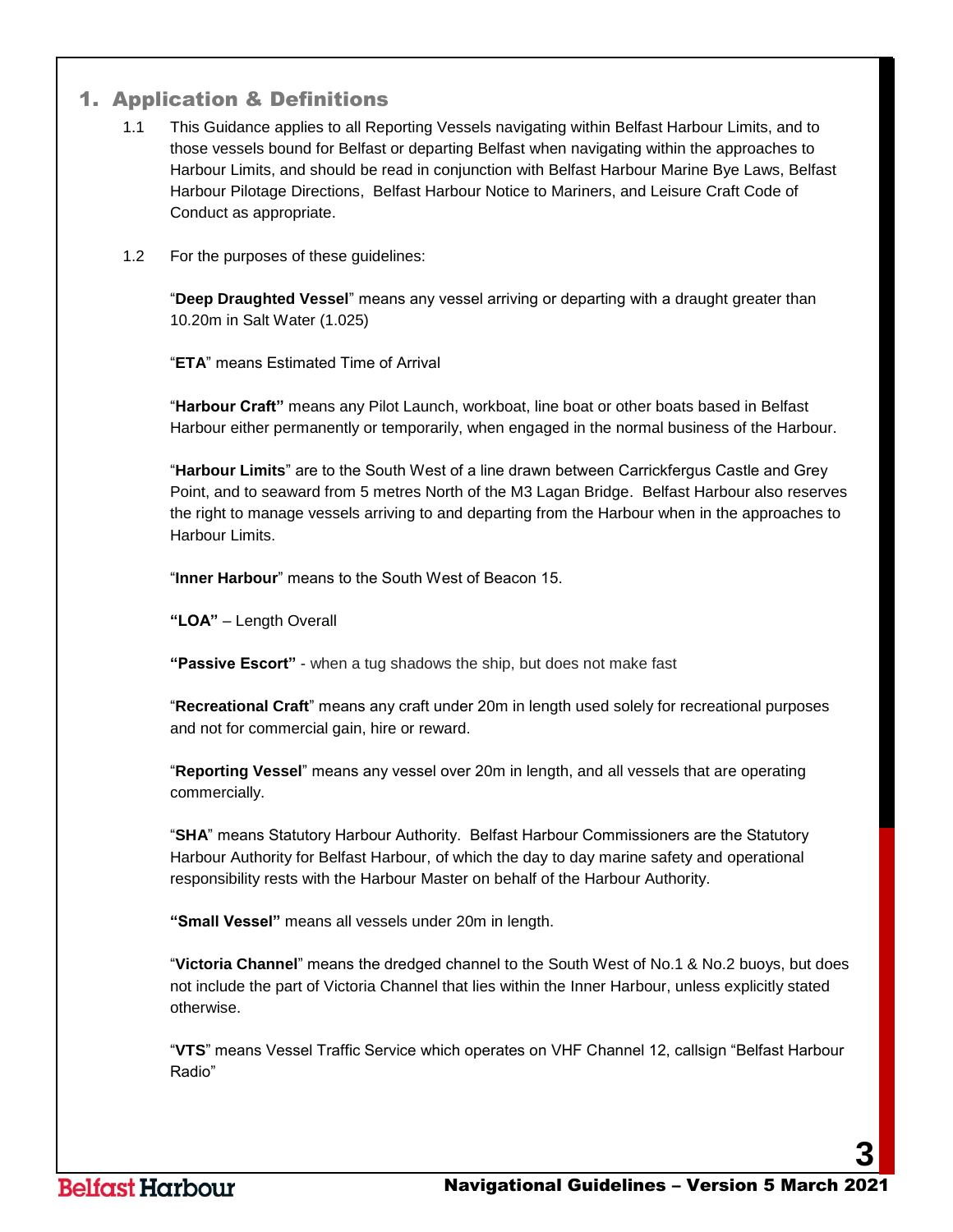## 1. Application & Definitions

1.1 This Guidance applies to all Reporting Vessels navigating within Belfast Harbour Limits, and to those vessels bound for Belfast or departing Belfast when navigating within the approaches to Harbour Limits, and should be read in conjunction with Belfast Harbour Marine Bye Laws, Belfast Harbour Pilotage Directions, Belfast Harbour Notice to Mariners, and Leisure Craft Code of Conduct as appropriate.

1.2 For the purposes of these guidelines:

"**Deep Draughted Vessel**" means any vessel arriving or departing with a draught greater than 10.20m in Salt Water (1.025)

"**ETA**" means Estimated Time of Arrival

"**Harbour Craft"** means any Pilot Launch, workboat, line boat or other boats based in Belfast Harbour either permanently or temporarily, when engaged in the normal business of the Harbour.

"**Harbour Limits**" are to the South West of a line drawn between Carrickfergus Castle and Grey Point, and to seaward from 5 metres North of the M3 Lagan Bridge. Belfast Harbour also reserves the right to manage vessels arriving to and departing from the Harbour when in the approaches to Harbour Limits.

"**Inner Harbour**" means to the South West of Beacon 15.

**"LOA"** – Length Overall

**"Passive Escort"** - when a tug shadows the ship, but does not make fast

"**Recreational Craft**" means any craft under 20m in length used solely for recreational purposes and not for commercial gain, hire or reward.

"**Reporting Vessel**" means any vessel over 20m in length, and all vessels that are operating commercially.

"**SHA**" means Statutory Harbour Authority. Belfast Harbour Commissioners are the Statutory Harbour Authority for Belfast Harbour, of which the day to day marine safety and operational responsibility rests with the Harbour Master on behalf of the Harbour Authority.

**"Small Vessel"** means all vessels under 20m in length.

"**Victoria Channel**" means the dredged channel to the South West of No.1 & No.2 buoys, but does not include the part of Victoria Channel that lies within the Inner Harbour, unless explicitly stated otherwise.

"**VTS**" means Vessel Traffic Service which operates on VHF Channel 12, callsign "Belfast Harbour Radio"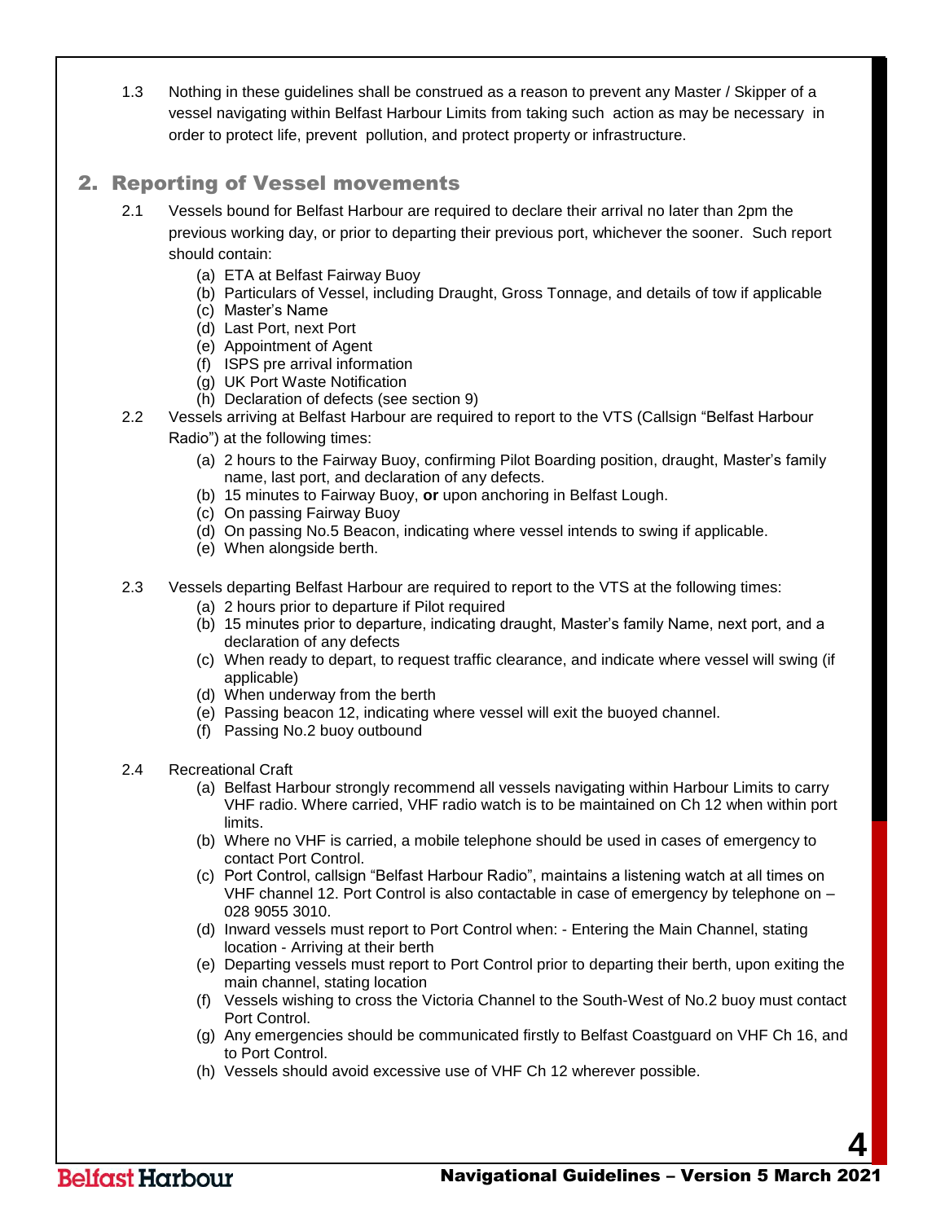1.3 Nothing in these guidelines shall be construed as a reason to prevent any Master / Skipper of a vessel navigating within Belfast Harbour Limits from taking such action as may be necessary in order to protect life, prevent pollution, and protect property or infrastructure.

## 2. Reporting of Vessel movements

2.1 Vessels bound for Belfast Harbour are required to declare their arrival no later than 2pm the previous working day, or prior to departing their previous port, whichever the sooner. Such report should contain:

(a) ETA at Belfast Fairway Buoy
(b) Particulars of Vessel, including Draught, Gross Tonnage, and details of tow if applicable
(c) Master's Name
(d) Last Port, next Port
(e) Appointment of Agent
(f) ISPS pre arrival information
(g) UK Port Waste Notification
(h) Declaration of defects (see section 9)

2.2 Vessels arriving at Belfast Harbour are required to report to the VTS (Callsign "Belfast Harbour Radio") at the following times:

(a) 2 hours to the Fairway Buoy, confirming Pilot Boarding position, draught, Master's family name, last port, and declaration of any defects.
(b) 15 minutes to Fairway Buoy, **or** upon anchoring in Belfast Lough.
(c) On passing Fairway Buoy
(d) On passing No.5 Beacon, indicating where vessel intends to swing if applicable.
(e) When alongside berth.

2.3 Vessels departing Belfast Harbour are required to report to the VTS at the following times:

(a) 2 hours prior to departure if Pilot required
(b) 15 minutes prior to departure, indicating draught, Master's family Name, next port, and a declaration of any defects
(c) When ready to depart, to request traffic clearance, and indicate where vessel will swing (if applicable)
(d) When underway from the berth
(e) Passing beacon 12, indicating where vessel will exit the buoyed channel.
(f) Passing No.2 buoy outbound

2.4 Recreational Craft

(a) Belfast Harbour strongly recommend all vessels navigating within Harbour Limits to carry VHF radio. Where carried, VHF radio watch is to be maintained on Ch 12 when within port limits.
(b) Where no VHF is carried, a mobile telephone should be used in cases of emergency to contact Port Control.
(c) Port Control, callsign "Belfast Harbour Radio", maintains a listening watch at all times on VHF channel 12. Port Control is also contactable in case of emergency by telephone on – 028 9055 3010.
(d) Inward vessels must report to Port Control when: - Entering the Main Channel, stating location - Arriving at their berth
(e) Departing vessels must report to Port Control prior to departing their berth, upon exiting the main channel, stating location
(f) Vessels wishing to cross the Victoria Channel to the South-West of No.2 buoy must contact Port Control.
(g) Any emergencies should be communicated firstly to Belfast Coastguard on VHF Ch 16, and to Port Control.
(h) Vessels should avoid excessive use of VHF Ch 12 wherever possible.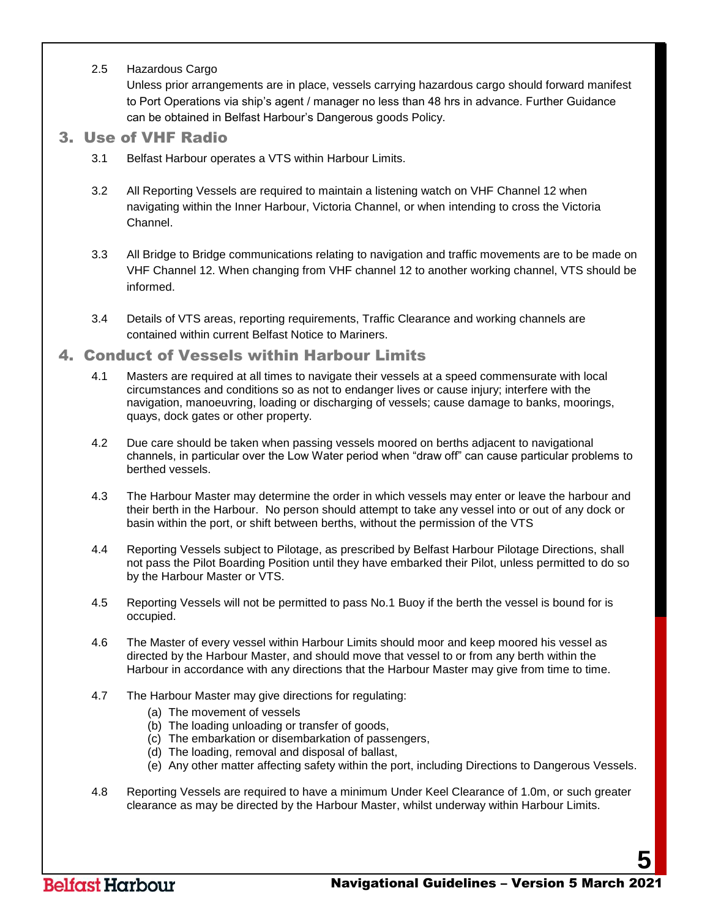2.5 Hazardous Cargo

Unless prior arrangements are in place, vessels carrying hazardous cargo should forward manifest to Port Operations via ship's agent / manager no less than 48 hrs in advance. Further Guidance can be obtained in Belfast Harbour's Dangerous goods Policy.

## 3. Use of VHF Radio

3.1 Belfast Harbour operates a VTS within Harbour Limits.

3.2 All Reporting Vessels are required to maintain a listening watch on VHF Channel 12 when navigating within the Inner Harbour, Victoria Channel, or when intending to cross the Victoria Channel.

3.3 All Bridge to Bridge communications relating to navigation and traffic movements are to be made on VHF Channel 12. When changing from VHF channel 12 to another working channel, VTS should be informed.

3.4 Details of VTS areas, reporting requirements, Traffic Clearance and working channels are contained within current Belfast Notice to Mariners.

## 4. Conduct of Vessels within Harbour Limits

4.1 Masters are required at all times to navigate their vessels at a speed commensurate with local circumstances and conditions so as not to endanger lives or cause injury; interfere with the navigation, manoeuvring, loading or discharging of vessels; cause damage to banks, moorings, quays, dock gates or other property.

4.2 Due care should be taken when passing vessels moored on berths adjacent to navigational channels, in particular over the Low Water period when "draw off" can cause particular problems to berthed vessels.

4.3 The Harbour Master may determine the order in which vessels may enter or leave the harbour and their berth in the Harbour. No person should attempt to take any vessel into or out of any dock or basin within the port, or shift between berths, without the permission of the VTS

4.4 Reporting Vessels subject to Pilotage, as prescribed by Belfast Harbour Pilotage Directions, shall not pass the Pilot Boarding Position until they have embarked their Pilot, unless permitted to do so by the Harbour Master or VTS.

4.5 Reporting Vessels will not be permitted to pass No.1 Buoy if the berth the vessel is bound for is occupied.

4.6 The Master of every vessel within Harbour Limits should moor and keep moored his vessel as directed by the Harbour Master, and should move that vessel to or from any berth within the Harbour in accordance with any directions that the Harbour Master may give from time to time.

4.7 The Harbour Master may give directions for regulating:

(a) The movement of vessels
(b) The loading unloading or transfer of goods,
(c) The embarkation or disembarkation of passengers,
(d) The loading, removal and disposal of ballast,
(e) Any other matter affecting safety within the port, including Directions to Dangerous Vessels.

4.8 Reporting Vessels are required to have a minimum Under Keel Clearance of 1.0m, or such greater clearance as may be directed by the Harbour Master, whilst underway within Harbour Limits.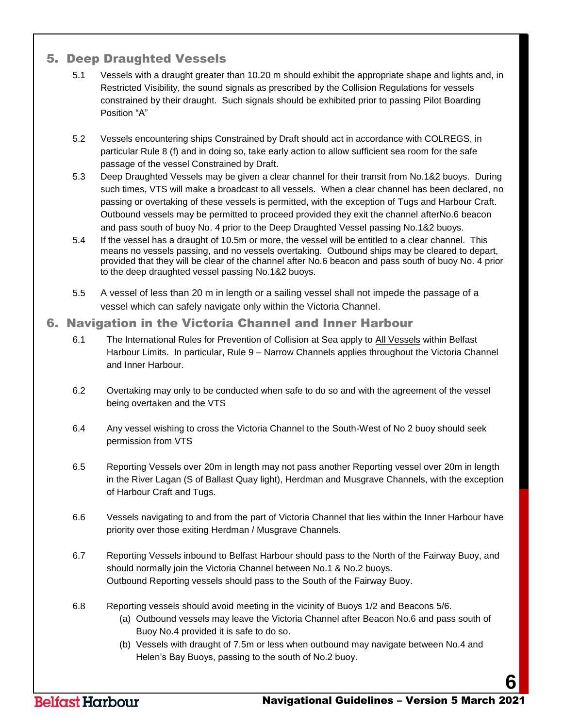## 5. Deep Draughted Vessels

5.1 Vessels with a draught greater than 10.20 m should exhibit the appropriate shape and lights and, in Restricted Visibility, the sound signals as prescribed by the Collision Regulations for vessels constrained by their draught. Such signals should be exhibited prior to passing Pilot Boarding Position "A"

5.2 Vessels encountering ships Constrained by Draft should act in accordance with COLREGS, in particular Rule 8 (f) and in doing so, take early action to allow sufficient sea room for the safe passage of the vessel Constrained by Draft.

5.3 Deep Draughted Vessels may be given a clear channel for their transit from No.1&2 buoys. During such times, VTS will make a broadcast to all vessels. When a clear channel has been declared, no passing or overtaking of these vessels is permitted, with the exception of Tugs and Harbour Craft. Outbound vessels may be permitted to proceed provided they exit the channel afterNo.6 beacon and pass south of buoy No. 4 prior to the Deep Draughted Vessel passing No.1&2 buoys.

5.4 If the vessel has a draught of 10.5m or more, the vessel will be entitled to a clear channel. This means no vessels passing, and no vessels overtaking. Outbound ships may be cleared to depart, provided that they will be clear of the channel after No.6 beacon and pass south of buoy No. 4 prior to the deep draughted vessel passing No.1&2 buoys.

5.5 A vessel of less than 20 m in length or a sailing vessel shall not impede the passage of a vessel which can safely navigate only within the Victoria Channel.

## 6. Navigation in the Victoria Channel and Inner Harbour

6.1 The International Rules for Prevention of Collision at Sea apply to All Vessels within Belfast Harbour Limits. In particular, Rule 9 – Narrow Channels applies throughout the Victoria Channel and Inner Harbour.

6.2 Overtaking may only to be conducted when safe to do so and with the agreement of the vessel being overtaken and the VTS

6.4 Any vessel wishing to cross the Victoria Channel to the South-West of No 2 buoy should seek permission from VTS

6.5 Reporting Vessels over 20m in length may not pass another Reporting vessel over 20m in length in the River Lagan (S of Ballast Quay light), Herdman and Musgrave Channels, with the exception of Harbour Craft and Tugs.

6.6 Vessels navigating to and from the part of Victoria Channel that lies within the Inner Harbour have priority over those exiting Herdman / Musgrave Channels.

6.7 Reporting Vessels inbound to Belfast Harbour should pass to the North of the Fairway Buoy, and should normally join the Victoria Channel between No.1 & No.2 buoys.
Outbound Reporting vessels should pass to the South of the Fairway Buoy.

6.8 Reporting vessels should avoid meeting in the vicinity of Buoys 1/2 and Beacons 5/6.

(a) Outbound vessels may leave the Victoria Channel after Beacon No.6 and pass south of Buoy No.4 provided it is safe to do so.

(b) Vessels with draught of 7.5m or less when outbound may navigate between No.4 and Helen's Bay Buoys, passing to the south of No.2 buoy.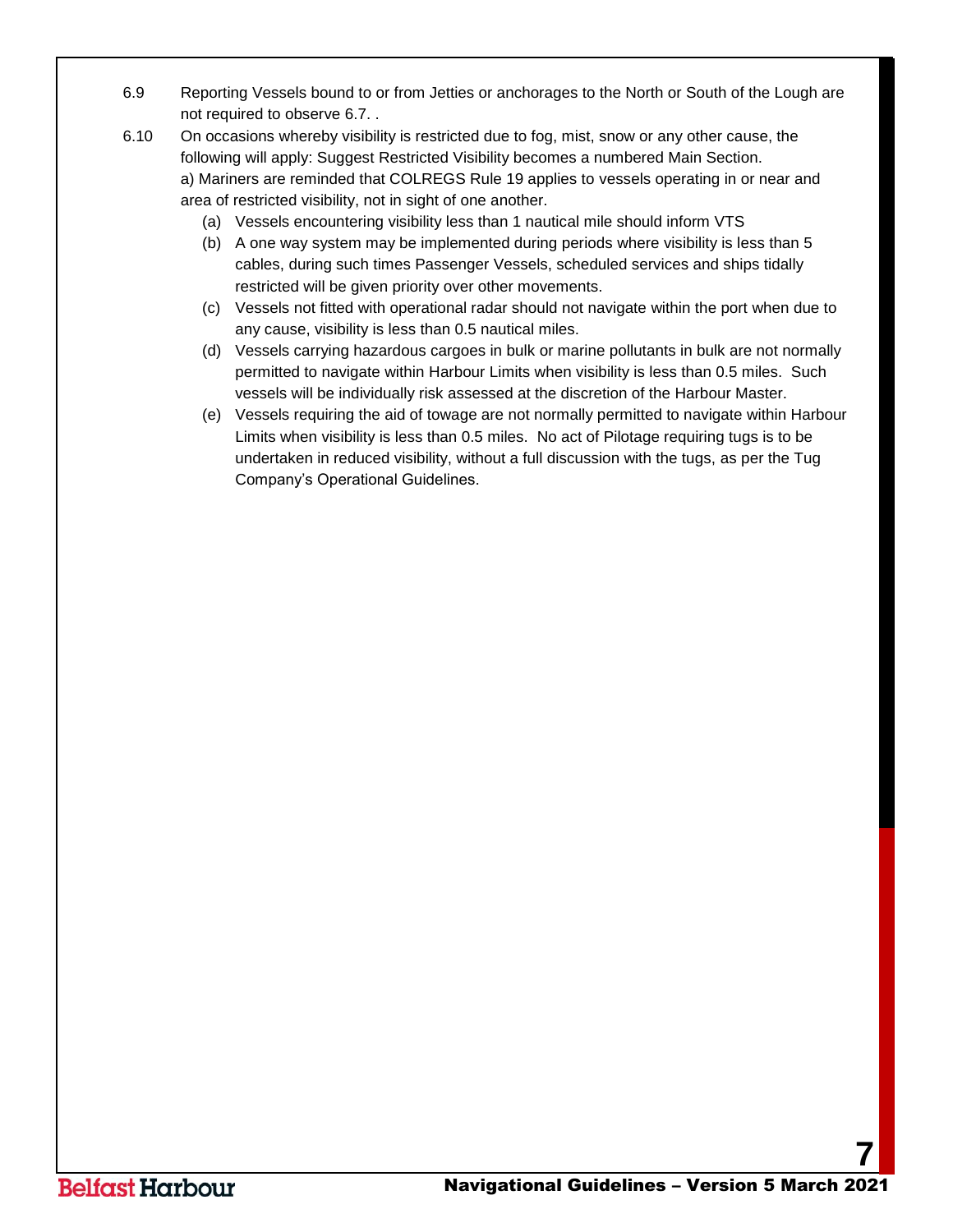6.9 Reporting Vessels bound to or from Jetties or anchorages to the North or South of the Lough are not required to observe 6.7. .

6.10 On occasions whereby visibility is restricted due to fog, mist, snow or any other cause, the following will apply: Suggest Restricted Visibility becomes a numbered Main Section.
a) Mariners are reminded that COLREGS Rule 19 applies to vessels operating in or near and area of restricted visibility, not in sight of one another.

  (a) Vessels encountering visibility less than 1 nautical mile should inform VTS
  (b) A one way system may be implemented during periods where visibility is less than 5 cables, during such times Passenger Vessels, scheduled services and ships tidally restricted will be given priority over other movements.
  (c) Vessels not fitted with operational radar should not navigate within the port when due to any cause, visibility is less than 0.5 nautical miles.
  (d) Vessels carrying hazardous cargoes in bulk or marine pollutants in bulk are not normally permitted to navigate within Harbour Limits when visibility is less than 0.5 miles. Such vessels will be individually risk assessed at the discretion of the Harbour Master.
  (e) Vessels requiring the aid of towage are not normally permitted to navigate within Harbour Limits when visibility is less than 0.5 miles. No act of Pilotage requiring tugs is to be undertaken in reduced visibility, without a full discussion with the tugs, as per the Tug Company's Operational Guidelines.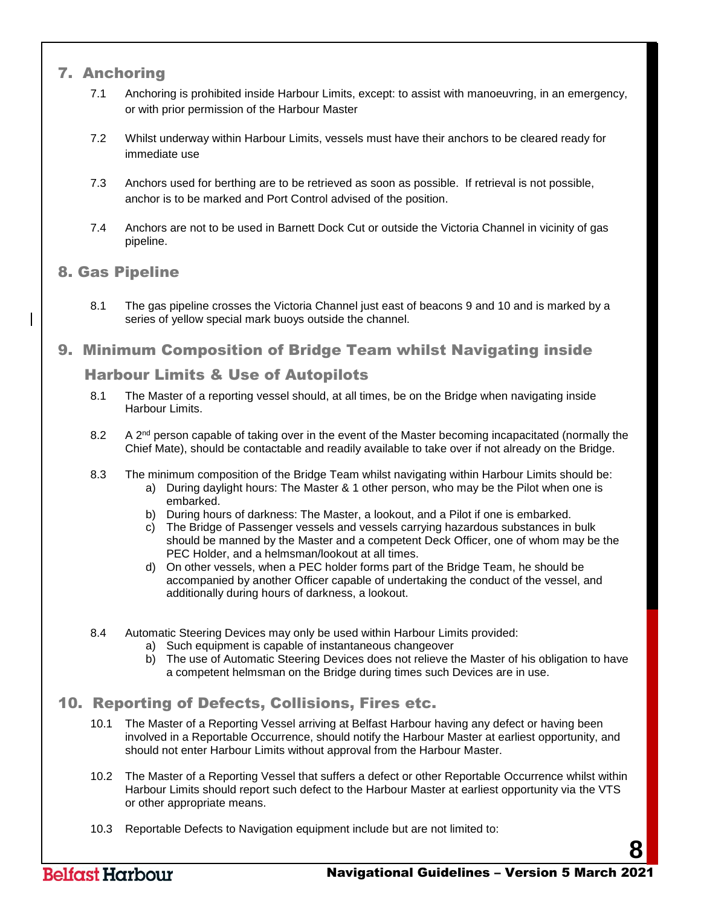## 7. Anchoring

7.1 Anchoring is prohibited inside Harbour Limits, except: to assist with manoeuvring, in an emergency, or with prior permission of the Harbour Master

7.2 Whilst underway within Harbour Limits, vessels must have their anchors to be cleared ready for immediate use

7.3 Anchors used for berthing are to be retrieved as soon as possible. If retrieval is not possible, anchor is to be marked and Port Control advised of the position.

7.4 Anchors are not to be used in Barnett Dock Cut or outside the Victoria Channel in vicinity of gas pipeline.

## 8. Gas Pipeline

8.1 The gas pipeline crosses the Victoria Channel just east of beacons 9 and 10 and is marked by a series of yellow special mark buoys outside the channel.

## 9. Minimum Composition of Bridge Team whilst Navigating inside Harbour Limits & Use of Autopilots

8.1 The Master of a reporting vessel should, at all times, be on the Bridge when navigating inside Harbour Limits.

8.2 A 2nd person capable of taking over in the event of the Master becoming incapacitated (normally the Chief Mate), should be contactable and readily available to take over if not already on the Bridge.

8.3 The minimum composition of the Bridge Team whilst navigating within Harbour Limits should be:

a) During daylight hours: The Master & 1 other person, who may be the Pilot when one is embarked.
b) During hours of darkness: The Master, a lookout, and a Pilot if one is embarked.
c) The Bridge of Passenger vessels and vessels carrying hazardous substances in bulk should be manned by the Master and a competent Deck Officer, one of whom may be the PEC Holder, and a helmsman/lookout at all times.
d) On other vessels, when a PEC holder forms part of the Bridge Team, he should be accompanied by another Officer capable of undertaking the conduct of the vessel, and additionally during hours of darkness, a lookout.

8.4 Automatic Steering Devices may only be used within Harbour Limits provided:

a) Such equipment is capable of instantaneous changeover
b) The use of Automatic Steering Devices does not relieve the Master of his obligation to have a competent helmsman on the Bridge during times such Devices are in use.

## 10. Reporting of Defects, Collisions, Fires etc.

10.1 The Master of a Reporting Vessel arriving at Belfast Harbour having any defect or having been involved in a Reportable Occurrence, should notify the Harbour Master at earliest opportunity, and should not enter Harbour Limits without approval from the Harbour Master.

10.2 The Master of a Reporting Vessel that suffers a defect or other Reportable Occurrence whilst within Harbour Limits should report such defect to the Harbour Master at earliest opportunity via the VTS or other appropriate means.

10.3 Reportable Defects to Navigation equipment include but are not limited to: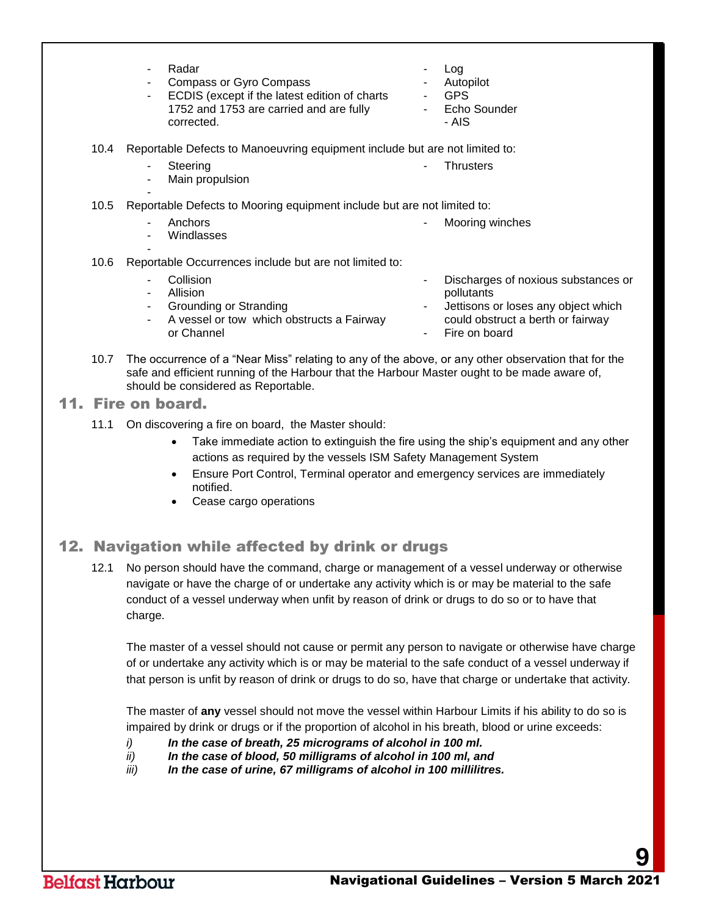- Radar
- Compass or Gyro Compass
- ECDIS (except if the latest edition of charts 1752 and 1753 are carried and are fully corrected.
- Log
- Autopilot
- GPS
- Echo Sounder
- AIS

10.4 Reportable Defects to Manoeuvring equipment include but are not limited to:

- Steering
- Main propulsion
- Thrusters

10.5 Reportable Defects to Mooring equipment include but are not limited to:

- Anchors
- Windlasses
- Mooring winches

10.6 Reportable Occurrences include but are not limited to:

- Collision
- Allision
- Grounding or Stranding
- A vessel or tow which obstructs a Fairway or Channel
- Discharges of noxious substances or pollutants
- Jettisons or loses any object which could obstruct a berth or fairway
- Fire on board

10.7 The occurrence of a "Near Miss" relating to any of the above, or any other observation that for the safe and efficient running of the Harbour that the Harbour Master ought to be made aware of, should be considered as Reportable.

## 11. Fire on board.

11.1 On discovering a fire on board, the Master should:

- Take immediate action to extinguish the fire using the ship's equipment and any other actions as required by the vessels ISM Safety Management System
- Ensure Port Control, Terminal operator and emergency services are immediately notified.
- Cease cargo operations

## 12. Navigation while affected by drink or drugs

12.1 No person should have the command, charge or management of a vessel underway or otherwise navigate or have the charge of or undertake any activity which is or may be material to the safe conduct of a vessel underway when unfit by reason of drink or drugs to do so or to have that charge.

The master of a vessel should not cause or permit any person to navigate or otherwise have charge of or undertake any activity which is or may be material to the safe conduct of a vessel underway if that person is unfit by reason of drink or drugs to do so, have that charge or undertake that activity.

The master of **any** vessel should not move the vessel within Harbour Limits if his ability to do so is impaired by drink or drugs or if the proportion of alcohol in his breath, blood or urine exceeds:

*i)* ***In the case of breath, 25 micrograms of alcohol in 100 ml.***
*ii)* ***In the case of blood, 50 milligrams of alcohol in 100 ml, and***
*iii)* ***In the case of urine, 67 milligrams of alcohol in 100 millilitres.***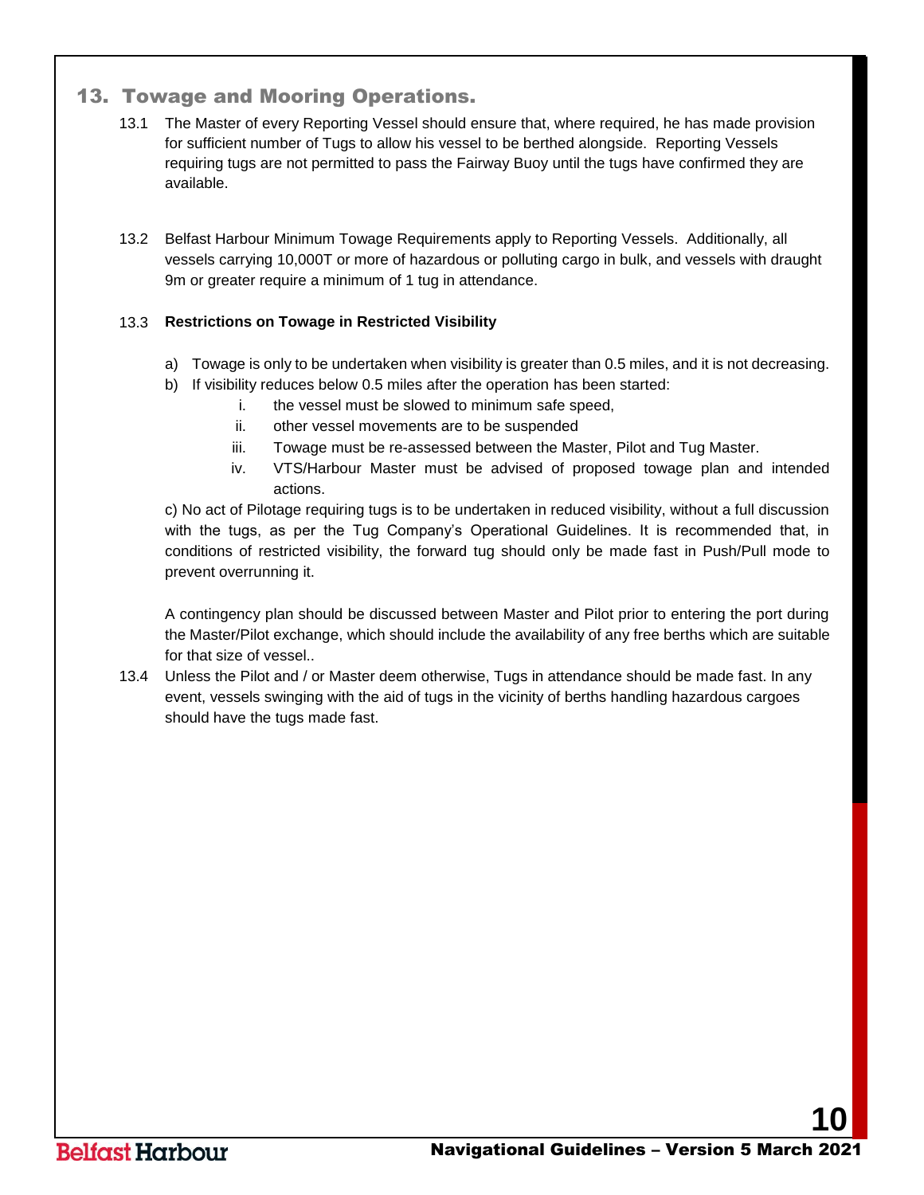## 13. Towage and Mooring Operations.

13.1 The Master of every Reporting Vessel should ensure that, where required, he has made provision for sufficient number of Tugs to allow his vessel to be berthed alongside. Reporting Vessels requiring tugs are not permitted to pass the Fairway Buoy until the tugs have confirmed they are available.

13.2 Belfast Harbour Minimum Towage Requirements apply to Reporting Vessels. Additionally, all vessels carrying 10,000T or more of hazardous or polluting cargo in bulk, and vessels with draught 9m or greater require a minimum of 1 tug in attendance.

13.3 **Restrictions on Towage in Restricted Visibility**

a) Towage is only to be undertaken when visibility is greater than 0.5 miles, and it is not decreasing.

b) If visibility reduces below 0.5 miles after the operation has been started:

   i. the vessel must be slowed to minimum safe speed,

   ii. other vessel movements are to be suspended

   iii. Towage must be re-assessed between the Master, Pilot and Tug Master.

   iv. VTS/Harbour Master must be advised of proposed towage plan and intended actions.

c) No act of Pilotage requiring tugs is to be undertaken in reduced visibility, without a full discussion with the tugs, as per the Tug Company's Operational Guidelines. It is recommended that, in conditions of restricted visibility, the forward tug should only be made fast in Push/Pull mode to prevent overrunning it.

A contingency plan should be discussed between Master and Pilot prior to entering the port during the Master/Pilot exchange, which should include the availability of any free berths which are suitable for that size of vessel..

13.4 Unless the Pilot and / or Master deem otherwise, Tugs in attendance should be made fast. In any event, vessels swinging with the aid of tugs in the vicinity of berths handling hazardous cargoes should have the tugs made fast.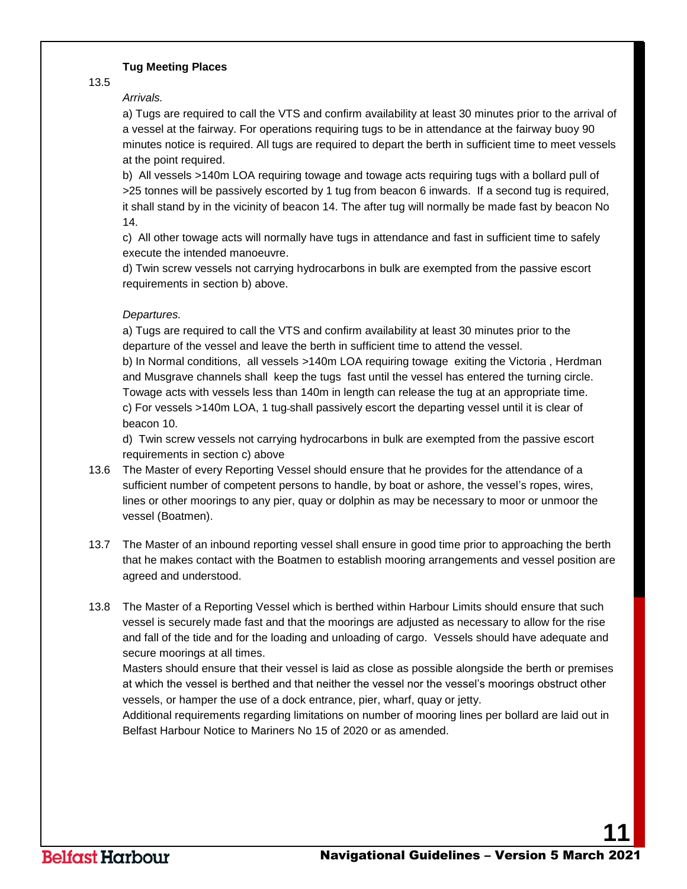**Tug Meeting Places**

13.5

*Arrivals.*

a) Tugs are required to call the VTS and confirm availability at least 30 minutes prior to the arrival of a vessel at the fairway. For operations requiring tugs to be in attendance at the fairway buoy 90 minutes notice is required. All tugs are required to depart the berth in sufficient time to meet vessels at the point required.

b) All vessels >140m LOA requiring towage and towage acts requiring tugs with a bollard pull of >25 tonnes will be passively escorted by 1 tug from beacon 6 inwards. If a second tug is required, it shall stand by in the vicinity of beacon 14. The after tug will normally be made fast by beacon No 14.

c) All other towage acts will normally have tugs in attendance and fast in sufficient time to safely execute the intended manoeuvre.

d) Twin screw vessels not carrying hydrocarbons in bulk are exempted from the passive escort requirements in section b) above.

*Departures.*

a) Tugs are required to call the VTS and confirm availability at least 30 minutes prior to the departure of the vessel and leave the berth in sufficient time to attend the vessel.

b) In Normal conditions, all vessels >140m LOA requiring towage exiting the Victoria , Herdman and Musgrave channels shall keep the tugs fast until the vessel has entered the turning circle. Towage acts with vessels less than 140m in length can release the tug at an appropriate time.

c) For vessels >140m LOA, 1 tug shall passively escort the departing vessel until it is clear of beacon 10.

d) Twin screw vessels not carrying hydrocarbons in bulk are exempted from the passive escort requirements in section c) above

13.6 The Master of every Reporting Vessel should ensure that he provides for the attendance of a sufficient number of competent persons to handle, by boat or ashore, the vessel's ropes, wires, lines or other moorings to any pier, quay or dolphin as may be necessary to moor or unmoor the vessel (Boatmen).

13.7 The Master of an inbound reporting vessel shall ensure in good time prior to approaching the berth that he makes contact with the Boatmen to establish mooring arrangements and vessel position are agreed and understood.

13.8 The Master of a Reporting Vessel which is berthed within Harbour Limits should ensure that such vessel is securely made fast and that the moorings are adjusted as necessary to allow for the rise and fall of the tide and for the loading and unloading of cargo. Vessels should have adequate and secure moorings at all times.

Masters should ensure that their vessel is laid as close as possible alongside the berth or premises at which the vessel is berthed and that neither the vessel nor the vessel's moorings obstruct other vessels, or hamper the use of a dock entrance, pier, wharf, quay or jetty.

Additional requirements regarding limitations on number of mooring lines per bollard are laid out in Belfast Harbour Notice to Mariners No 15 of 2020 or as amended.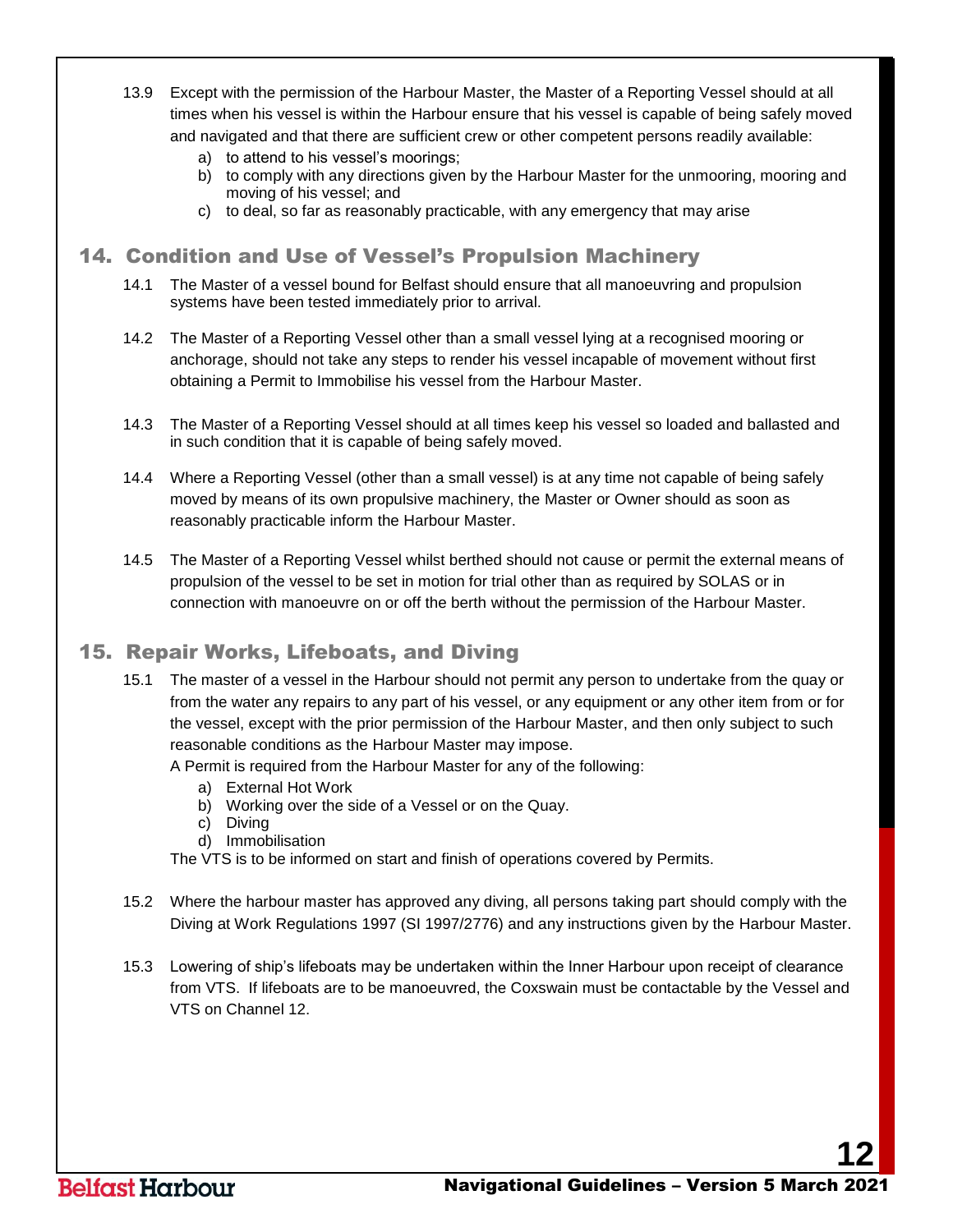13.9 Except with the permission of the Harbour Master, the Master of a Reporting Vessel should at all times when his vessel is within the Harbour ensure that his vessel is capable of being safely moved and navigated and that there are sufficient crew or other competent persons readily available:

a) to attend to his vessel's moorings;
b) to comply with any directions given by the Harbour Master for the unmooring, mooring and moving of his vessel; and
c) to deal, so far as reasonably practicable, with any emergency that may arise

## 14. Condition and Use of Vessel's Propulsion Machinery

14.1 The Master of a vessel bound for Belfast should ensure that all manoeuvring and propulsion systems have been tested immediately prior to arrival.

14.2 The Master of a Reporting Vessel other than a small vessel lying at a recognised mooring or anchorage, should not take any steps to render his vessel incapable of movement without first obtaining a Permit to Immobilise his vessel from the Harbour Master.

14.3 The Master of a Reporting Vessel should at all times keep his vessel so loaded and ballasted and in such condition that it is capable of being safely moved.

14.4 Where a Reporting Vessel (other than a small vessel) is at any time not capable of being safely moved by means of its own propulsive machinery, the Master or Owner should as soon as reasonably practicable inform the Harbour Master.

14.5 The Master of a Reporting Vessel whilst berthed should not cause or permit the external means of propulsion of the vessel to be set in motion for trial other than as required by SOLAS or in connection with manoeuvre on or off the berth without the permission of the Harbour Master.

## 15. Repair Works, Lifeboats, and Diving

15.1 The master of a vessel in the Harbour should not permit any person to undertake from the quay or from the water any repairs to any part of his vessel, or any equipment or any other item from or for the vessel, except with the prior permission of the Harbour Master, and then only subject to such reasonable conditions as the Harbour Master may impose.

A Permit is required from the Harbour Master for any of the following:

a) External Hot Work
b) Working over the side of a Vessel or on the Quay.
c) Diving
d) Immobilisation

The VTS is to be informed on start and finish of operations covered by Permits.

15.2 Where the harbour master has approved any diving, all persons taking part should comply with the Diving at Work Regulations 1997 (SI 1997/2776) and any instructions given by the Harbour Master.

15.3 Lowering of ship's lifeboats may be undertaken within the Inner Harbour upon receipt of clearance from VTS. If lifeboats are to be manoeuvred, the Coxswain must be contactable by the Vessel and VTS on Channel 12.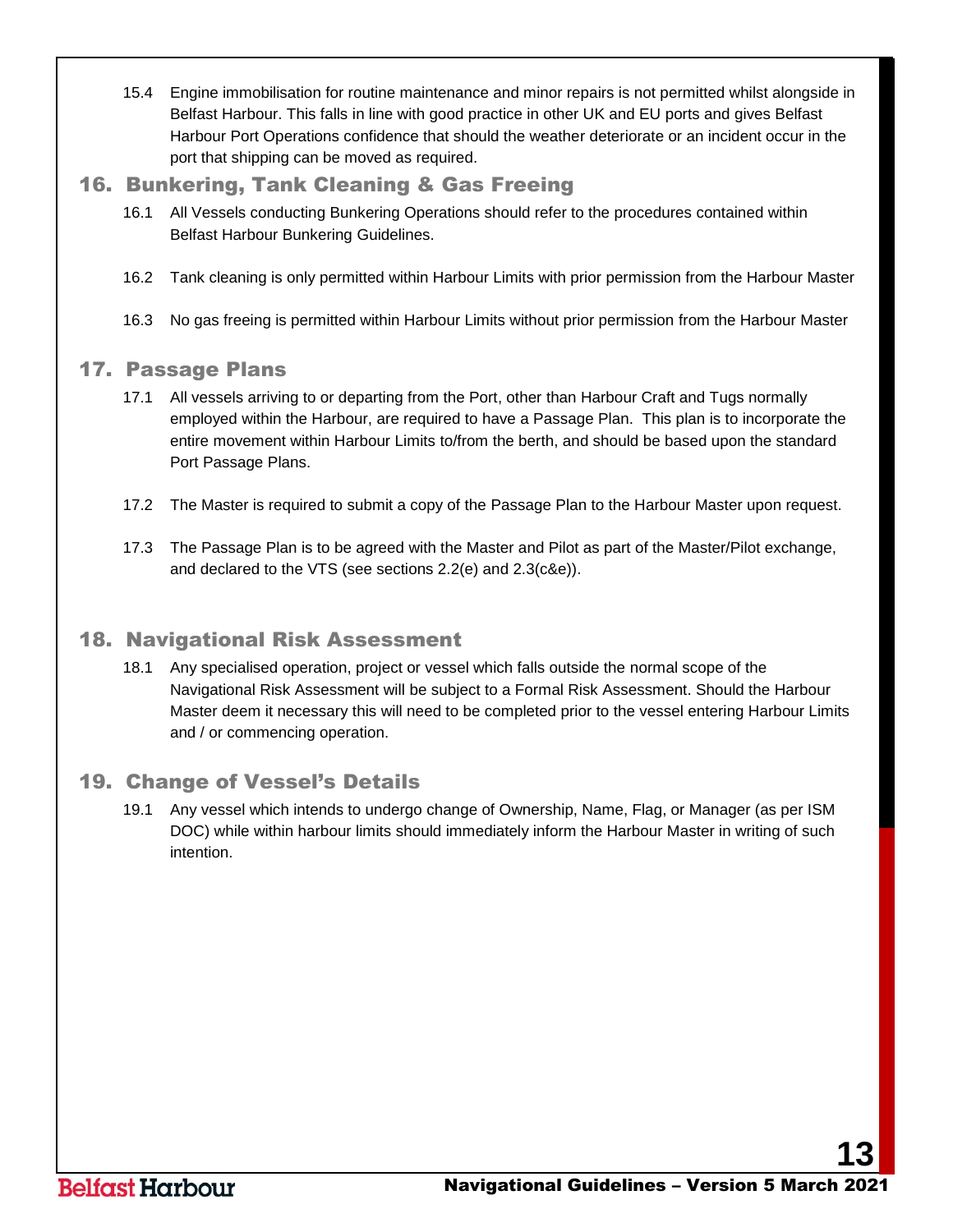15.4 Engine immobilisation for routine maintenance and minor repairs is not permitted whilst alongside in Belfast Harbour. This falls in line with good practice in other UK and EU ports and gives Belfast Harbour Port Operations confidence that should the weather deteriorate or an incident occur in the port that shipping can be moved as required.

## 16. Bunkering, Tank Cleaning & Gas Freeing

16.1 All Vessels conducting Bunkering Operations should refer to the procedures contained within Belfast Harbour Bunkering Guidelines.

16.2 Tank cleaning is only permitted within Harbour Limits with prior permission from the Harbour Master

16.3 No gas freeing is permitted within Harbour Limits without prior permission from the Harbour Master

## 17. Passage Plans

17.1 All vessels arriving to or departing from the Port, other than Harbour Craft and Tugs normally employed within the Harbour, are required to have a Passage Plan. This plan is to incorporate the entire movement within Harbour Limits to/from the berth, and should be based upon the standard Port Passage Plans.

17.2 The Master is required to submit a copy of the Passage Plan to the Harbour Master upon request.

17.3 The Passage Plan is to be agreed with the Master and Pilot as part of the Master/Pilot exchange, and declared to the VTS (see sections 2.2(e) and 2.3(c&e)).

## 18. Navigational Risk Assessment

18.1 Any specialised operation, project or vessel which falls outside the normal scope of the Navigational Risk Assessment will be subject to a Formal Risk Assessment. Should the Harbour Master deem it necessary this will need to be completed prior to the vessel entering Harbour Limits and / or commencing operation.

## 19. Change of Vessel's Details

19.1 Any vessel which intends to undergo change of Ownership, Name, Flag, or Manager (as per ISM DOC) while within harbour limits should immediately inform the Harbour Master in writing of such intention.